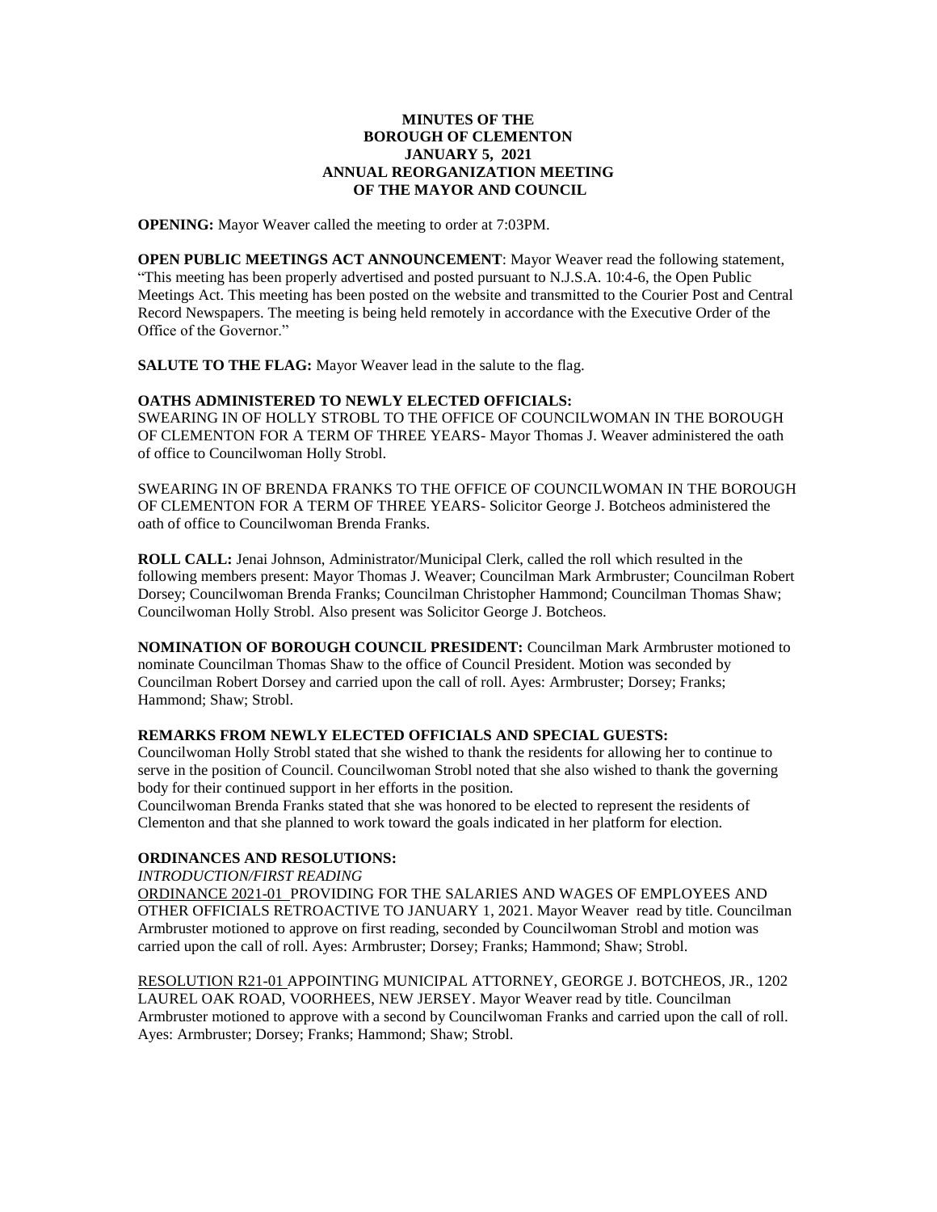# MINUTES OF THE BOROUGH OF CLEMENTON JANUARY 5, 2021 ANNUAL REORGANIZATION MEETING OF THE MAYOR AND COUNCIL

**OPENING:** Mayor Weaver called the meeting to order at 7:03PM.

**OPEN PUBLIC MEETINGS ACT ANNOUNCEMENT**: Mayor Weaver read the following statement, "This meeting has been properly advertised and posted pursuant to N.J.S.A. 10:4-6, the Open Public Meetings Act. This meeting has been posted on the website and transmitted to the Courier Post and Central Record Newspapers. The meeting is being held remotely in accordance with the Executive Order of the Office of the Governor."

**SALUTE TO THE FLAG:** Mayor Weaver lead in the salute to the flag.

**OATHS ADMINISTERED TO NEWLY ELECTED OFFICIALS:**

SWEARING IN OF HOLLY STROBL TO THE OFFICE OF COUNCILWOMAN IN THE BOROUGH OF CLEMENTON FOR A TERM OF THREE YEARS- Mayor Thomas J. Weaver administered the oath of office to Councilwoman Holly Strobl.

SWEARING IN OF BRENDA FRANKS TO THE OFFICE OF COUNCILWOMAN IN THE BOROUGH OF CLEMENTON FOR A TERM OF THREE YEARS- Solicitor George J. Botcheos administered the oath of office to Councilwoman Brenda Franks.

**ROLL CALL:** Jenai Johnson, Administrator/Municipal Clerk, called the roll which resulted in the following members present: Mayor Thomas J. Weaver; Councilman Mark Armbruster; Councilman Robert Dorsey; Councilwoman Brenda Franks; Councilman Christopher Hammond; Councilman Thomas Shaw; Councilwoman Holly Strobl. Also present was Solicitor George J. Botcheos.

**NOMINATION OF BOROUGH COUNCIL PRESIDENT:** Councilman Mark Armbruster motioned to nominate Councilman Thomas Shaw to the office of Council President. Motion was seconded by Councilman Robert Dorsey and carried upon the call of roll. Ayes: Armbruster; Dorsey; Franks; Hammond; Shaw; Strobl.

**REMARKS FROM NEWLY ELECTED OFFICIALS AND SPECIAL GUESTS:**

Councilwoman Holly Strobl stated that she wished to thank the residents for allowing her to continue to serve in the position of Council. Councilwoman Strobl noted that she also wished to thank the governing body for their continued support in her efforts in the position.

Councilwoman Brenda Franks stated that she was honored to be elected to represent the residents of Clementon and that she planned to work toward the goals indicated in her platform for election.

**ORDINANCES AND RESOLUTIONS:**

*INTRODUCTION/FIRST READING*

ORDINANCE 2021-01 PROVIDING FOR THE SALARIES AND WAGES OF EMPLOYEES AND OTHER OFFICIALS RETROACTIVE TO JANUARY 1, 2021. Mayor Weaver read by title. Councilman Armbruster motioned to approve on first reading, seconded by Councilwoman Strobl and motion was carried upon the call of roll. Ayes: Armbruster; Dorsey; Franks; Hammond; Shaw; Strobl.

RESOLUTION R21-01 APPOINTING MUNICIPAL ATTORNEY, GEORGE J. BOTCHEOS, JR., 1202 LAUREL OAK ROAD, VOORHEES, NEW JERSEY. Mayor Weaver read by title. Councilman Armbruster motioned to approve with a second by Councilwoman Franks and carried upon the call of roll. Ayes: Armbruster; Dorsey; Franks; Hammond; Shaw; Strobl.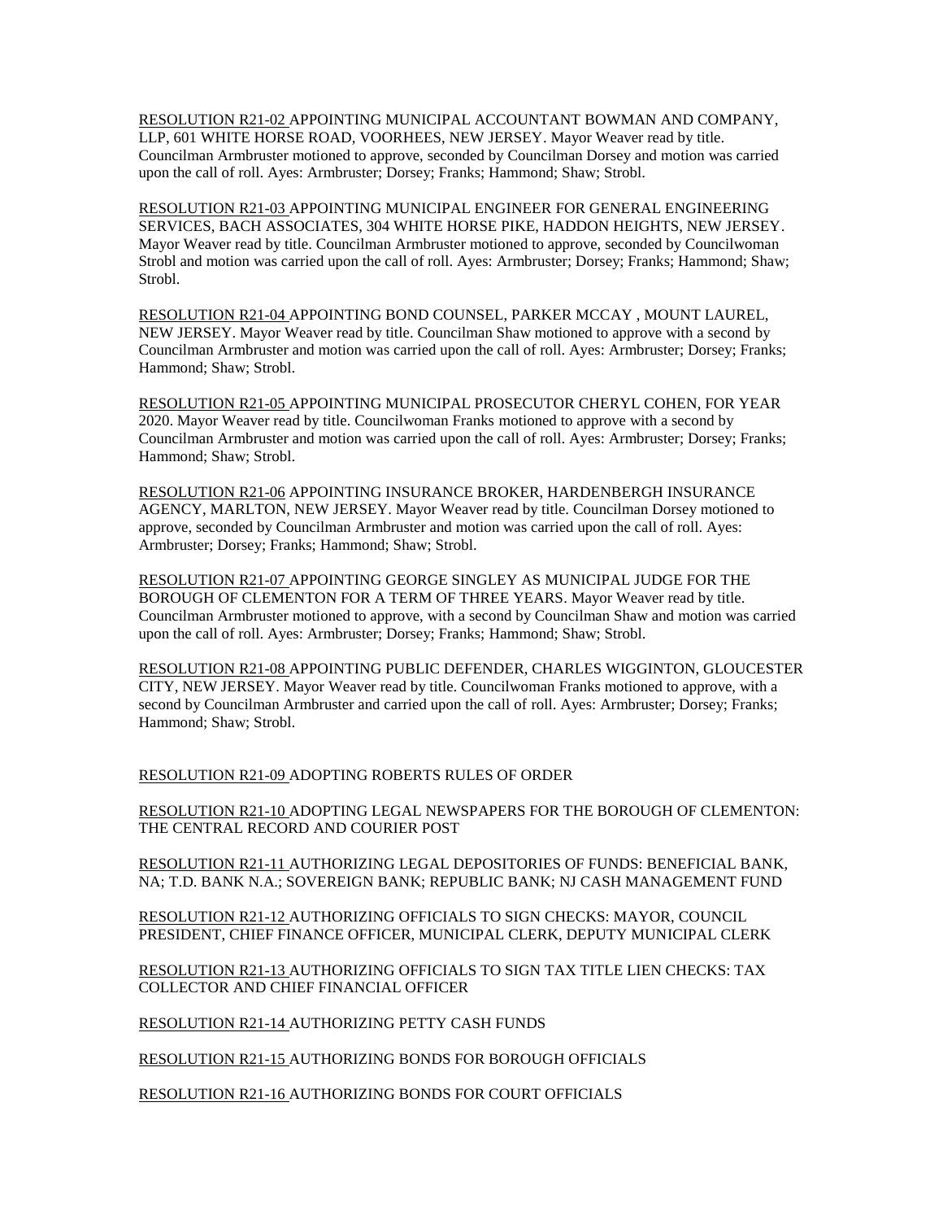RESOLUTION R21-02 APPOINTING MUNICIPAL ACCOUNTANT BOWMAN AND COMPANY, LLP, 601 WHITE HORSE ROAD, VOORHEES, NEW JERSEY. Mayor Weaver read by title. Councilman Armbruster motioned to approve, seconded by Councilman Dorsey and motion was carried upon the call of roll. Ayes: Armbruster; Dorsey; Franks; Hammond; Shaw; Strobl.

RESOLUTION R21-03 APPOINTING MUNICIPAL ENGINEER FOR GENERAL ENGINEERING SERVICES, BACH ASSOCIATES, 304 WHITE HORSE PIKE, HADDON HEIGHTS, NEW JERSEY. Mayor Weaver read by title. Councilman Armbruster motioned to approve, seconded by Councilwoman Strobl and motion was carried upon the call of roll. Ayes: Armbruster; Dorsey; Franks; Hammond; Shaw; Strobl.

RESOLUTION R21-04 APPOINTING BOND COUNSEL, PARKER MCCAY , MOUNT LAUREL, NEW JERSEY. Mayor Weaver read by title. Councilman Shaw motioned to approve with a second by Councilman Armbruster and motion was carried upon the call of roll. Ayes: Armbruster; Dorsey; Franks; Hammond; Shaw; Strobl.

RESOLUTION R21-05 APPOINTING MUNICIPAL PROSECUTOR CHERYL COHEN, FOR YEAR 2020. Mayor Weaver read by title. Councilwoman Franks motioned to approve with a second by Councilman Armbruster and motion was carried upon the call of roll. Ayes: Armbruster; Dorsey; Franks; Hammond; Shaw; Strobl.

RESOLUTION R21-06 APPOINTING INSURANCE BROKER, HARDENBERGH INSURANCE AGENCY, MARLTON, NEW JERSEY. Mayor Weaver read by title. Councilman Dorsey motioned to approve, seconded by Councilman Armbruster and motion was carried upon the call of roll. Ayes: Armbruster; Dorsey; Franks; Hammond; Shaw; Strobl.

RESOLUTION R21-07 APPOINTING GEORGE SINGLEY AS MUNICIPAL JUDGE FOR THE BOROUGH OF CLEMENTON FOR A TERM OF THREE YEARS. Mayor Weaver read by title. Councilman Armbruster motioned to approve, with a second by Councilman Shaw and motion was carried upon the call of roll. Ayes: Armbruster; Dorsey; Franks; Hammond; Shaw; Strobl.

RESOLUTION R21-08 APPOINTING PUBLIC DEFENDER, CHARLES WIGGINTON, GLOUCESTER CITY, NEW JERSEY. Mayor Weaver read by title. Councilwoman Franks motioned to approve, with a second by Councilman Armbruster and carried upon the call of roll. Ayes: Armbruster; Dorsey; Franks; Hammond; Shaw; Strobl.

RESOLUTION R21-09 ADOPTING ROBERTS RULES OF ORDER

RESOLUTION R21-10 ADOPTING LEGAL NEWSPAPERS FOR THE BOROUGH OF CLEMENTON: THE CENTRAL RECORD AND COURIER POST

RESOLUTION R21-11 AUTHORIZING LEGAL DEPOSITORIES OF FUNDS: BENEFICIAL BANK, NA; T.D. BANK N.A.; SOVEREIGN BANK; REPUBLIC BANK; NJ CASH MANAGEMENT FUND

RESOLUTION R21-12 AUTHORIZING OFFICIALS TO SIGN CHECKS: MAYOR, COUNCIL PRESIDENT, CHIEF FINANCE OFFICER, MUNICIPAL CLERK, DEPUTY MUNICIPAL CLERK

RESOLUTION R21-13 AUTHORIZING OFFICIALS TO SIGN TAX TITLE LIEN CHECKS: TAX COLLECTOR AND CHIEF FINANCIAL OFFICER

RESOLUTION R21-14 AUTHORIZING PETTY CASH FUNDS

RESOLUTION R21-15 AUTHORIZING BONDS FOR BOROUGH OFFICIALS

RESOLUTION R21-16 AUTHORIZING BONDS FOR COURT OFFICIALS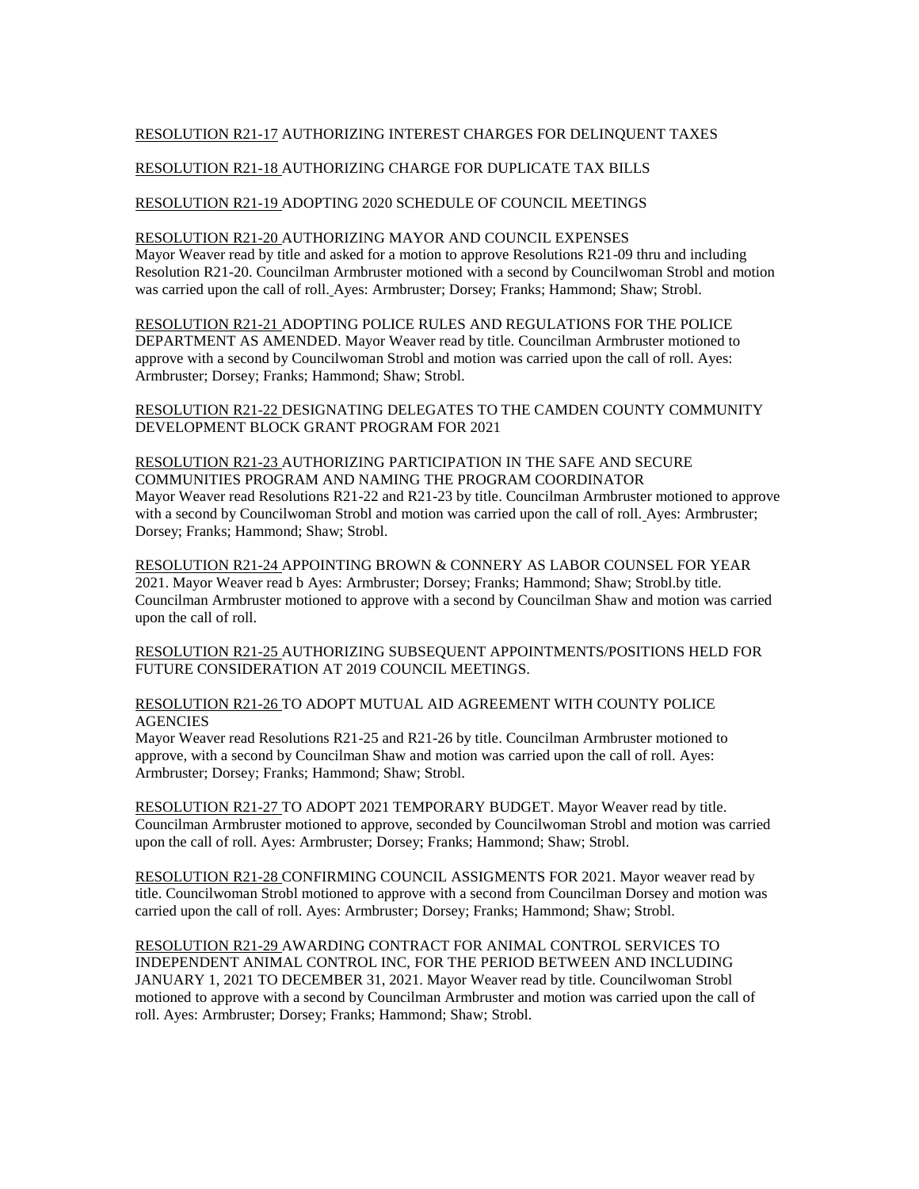<u>RESOLUTION R21-17</u> AUTHORIZING INTEREST CHARGES FOR DELINQUENT TAXES

<u>RESOLUTION R21-18</u> AUTHORIZING CHARGE FOR DUPLICATE TAX BILLS

<u>RESOLUTION R21-19</u> ADOPTING 2020 SCHEDULE OF COUNCIL MEETINGS

<u>RESOLUTION R21-20</u> AUTHORIZING MAYOR AND COUNCIL EXPENSES
Mayor Weaver read by title and asked for a motion to approve Resolutions R21-09 thru and including Resolution R21-20. Councilman Armbruster motioned with a second by Councilwoman Strobl and motion was carried upon the call of roll. Ayes: Armbruster; Dorsey; Franks; Hammond; Shaw; Strobl.

<u>RESOLUTION R21-21</u> ADOPTING POLICE RULES AND REGULATIONS FOR THE POLICE DEPARTMENT AS AMENDED. Mayor Weaver read by title. Councilman Armbruster motioned to approve with a second by Councilwoman Strobl and motion was carried upon the call of roll. Ayes: Armbruster; Dorsey; Franks; Hammond; Shaw; Strobl.

<u>RESOLUTION R21-22</u> DESIGNATING DELEGATES TO THE CAMDEN COUNTY COMMUNITY DEVELOPMENT BLOCK GRANT PROGRAM FOR 2021

<u>RESOLUTION R21-23</u> AUTHORIZING PARTICIPATION IN THE SAFE AND SECURE COMMUNITIES PROGRAM AND NAMING THE PROGRAM COORDINATOR
Mayor Weaver read Resolutions R21-22 and R21-23 by title. Councilman Armbruster motioned to approve with a second by Councilwoman Strobl and motion was carried upon the call of roll. Ayes: Armbruster; Dorsey; Franks; Hammond; Shaw; Strobl.

<u>RESOLUTION R21-24</u> APPOINTING BROWN & CONNERY AS LABOR COUNSEL FOR YEAR 2021. Mayor Weaver read b Ayes: Armbruster; Dorsey; Franks; Hammond; Shaw; Strobl.by title. Councilman Armbruster motioned to approve with a second by Councilman Shaw and motion was carried upon the call of roll.

<u>RESOLUTION R21-25</u> AUTHORIZING SUBSEQUENT APPOINTMENTS/POSITIONS HELD FOR FUTURE CONSIDERATION AT 2019 COUNCIL MEETINGS.

<u>RESOLUTION R21-26</u> TO ADOPT MUTUAL AID AGREEMENT WITH COUNTY POLICE AGENCIES
Mayor Weaver read Resolutions R21-25 and R21-26 by title. Councilman Armbruster motioned to approve, with a second by Councilman Shaw and motion was carried upon the call of roll. Ayes: Armbruster; Dorsey; Franks; Hammond; Shaw; Strobl.

<u>RESOLUTION R21-27</u> TO ADOPT 2021 TEMPORARY BUDGET. Mayor Weaver read by title. Councilman Armbruster motioned to approve, seconded by Councilwoman Strobl and motion was carried upon the call of roll. Ayes: Armbruster; Dorsey; Franks; Hammond; Shaw; Strobl.

<u>RESOLUTION R21-28</u> CONFIRMING COUNCIL ASSIGMENTS FOR 2021. Mayor weaver read by title. Councilwoman Strobl motioned to approve with a second from Councilman Dorsey and motion was carried upon the call of roll. Ayes: Armbruster; Dorsey; Franks; Hammond; Shaw; Strobl.

<u>RESOLUTION R21-29</u> AWARDING CONTRACT FOR ANIMAL CONTROL SERVICES TO INDEPENDENT ANIMAL CONTROL INC, FOR THE PERIOD BETWEEN AND INCLUDING JANUARY 1, 2021 TO DECEMBER 31, 2021. Mayor Weaver read by title. Councilwoman Strobl motioned to approve with a second by Councilman Armbruster and motion was carried upon the call of roll. Ayes: Armbruster; Dorsey; Franks; Hammond; Shaw; Strobl.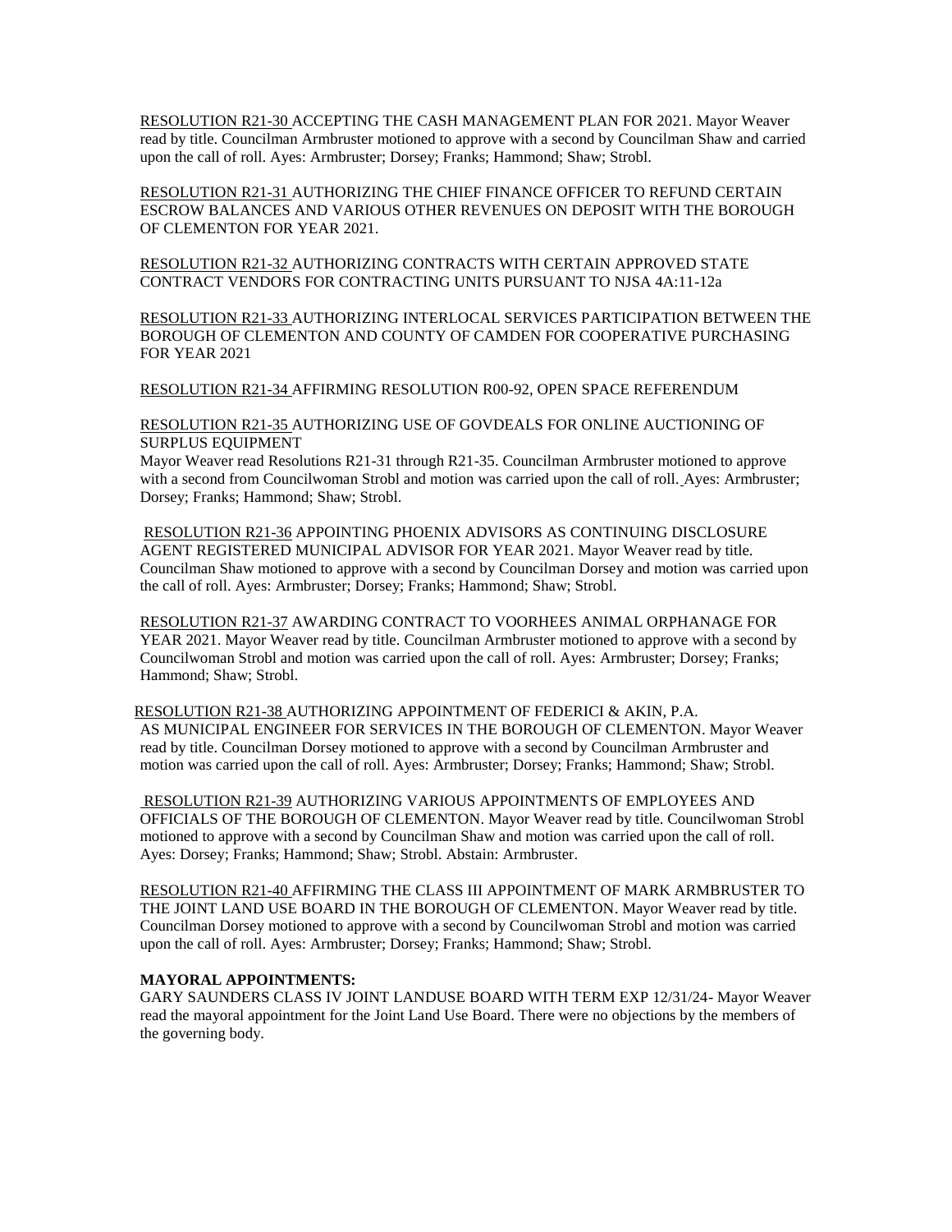RESOLUTION R21-30 ACCEPTING THE CASH MANAGEMENT PLAN FOR 2021. Mayor Weaver read by title. Councilman Armbruster motioned to approve with a second by Councilman Shaw and carried upon the call of roll. Ayes: Armbruster; Dorsey; Franks; Hammond; Shaw; Strobl.

RESOLUTION R21-31 AUTHORIZING THE CHIEF FINANCE OFFICER TO REFUND CERTAIN ESCROW BALANCES AND VARIOUS OTHER REVENUES ON DEPOSIT WITH THE BOROUGH OF CLEMENTON FOR YEAR 2021.

RESOLUTION R21-32 AUTHORIZING CONTRACTS WITH CERTAIN APPROVED STATE CONTRACT VENDORS FOR CONTRACTING UNITS PURSUANT TO NJSA 4A:11-12a

RESOLUTION R21-33 AUTHORIZING INTERLOCAL SERVICES PARTICIPATION BETWEEN THE BOROUGH OF CLEMENTON AND COUNTY OF CAMDEN FOR COOPERATIVE PURCHASING FOR YEAR 2021

RESOLUTION R21-34 AFFIRMING RESOLUTION R00-92, OPEN SPACE REFERENDUM

RESOLUTION R21-35 AUTHORIZING USE OF GOVDEALS FOR ONLINE AUCTIONING OF SURPLUS EQUIPMENT
Mayor Weaver read Resolutions R21-31 through R21-35. Councilman Armbruster motioned to approve with a second from Councilwoman Strobl and motion was carried upon the call of roll. Ayes: Armbruster; Dorsey; Franks; Hammond; Shaw; Strobl.

RESOLUTION R21-36 APPOINTING PHOENIX ADVISORS AS CONTINUING DISCLOSURE AGENT REGISTERED MUNICIPAL ADVISOR FOR YEAR 2021. Mayor Weaver read by title. Councilman Shaw motioned to approve with a second by Councilman Dorsey and motion was carried upon the call of roll. Ayes: Armbruster; Dorsey; Franks; Hammond; Shaw; Strobl.

RESOLUTION R21-37 AWARDING CONTRACT TO VOORHEES ANIMAL ORPHANAGE FOR YEAR 2021. Mayor Weaver read by title. Councilman Armbruster motioned to approve with a second by Councilwoman Strobl and motion was carried upon the call of roll. Ayes: Armbruster; Dorsey; Franks; Hammond; Shaw; Strobl.

RESOLUTION R21-38 AUTHORIZING APPOINTMENT OF FEDERICI & AKIN, P.A. AS MUNICIPAL ENGINEER FOR SERVICES IN THE BOROUGH OF CLEMENTON. Mayor Weaver read by title. Councilman Dorsey motioned to approve with a second by Councilman Armbruster and motion was carried upon the call of roll. Ayes: Armbruster; Dorsey; Franks; Hammond; Shaw; Strobl.

RESOLUTION R21-39 AUTHORIZING VARIOUS APPOINTMENTS OF EMPLOYEES AND OFFICIALS OF THE BOROUGH OF CLEMENTON. Mayor Weaver read by title. Councilwoman Strobl motioned to approve with a second by Councilman Shaw and motion was carried upon the call of roll. Ayes: Dorsey; Franks; Hammond; Shaw; Strobl. Abstain: Armbruster.

RESOLUTION R21-40 AFFIRMING THE CLASS III APPOINTMENT OF MARK ARMBRUSTER TO THE JOINT LAND USE BOARD IN THE BOROUGH OF CLEMENTON. Mayor Weaver read by title. Councilman Dorsey motioned to approve with a second by Councilwoman Strobl and motion was carried upon the call of roll. Ayes: Armbruster; Dorsey; Franks; Hammond; Shaw; Strobl.

**MAYORAL APPOINTMENTS:**
GARY SAUNDERS CLASS IV JOINT LANDUSE BOARD WITH TERM EXP 12/31/24- Mayor Weaver read the mayoral appointment for the Joint Land Use Board. There were no objections by the members of the governing body.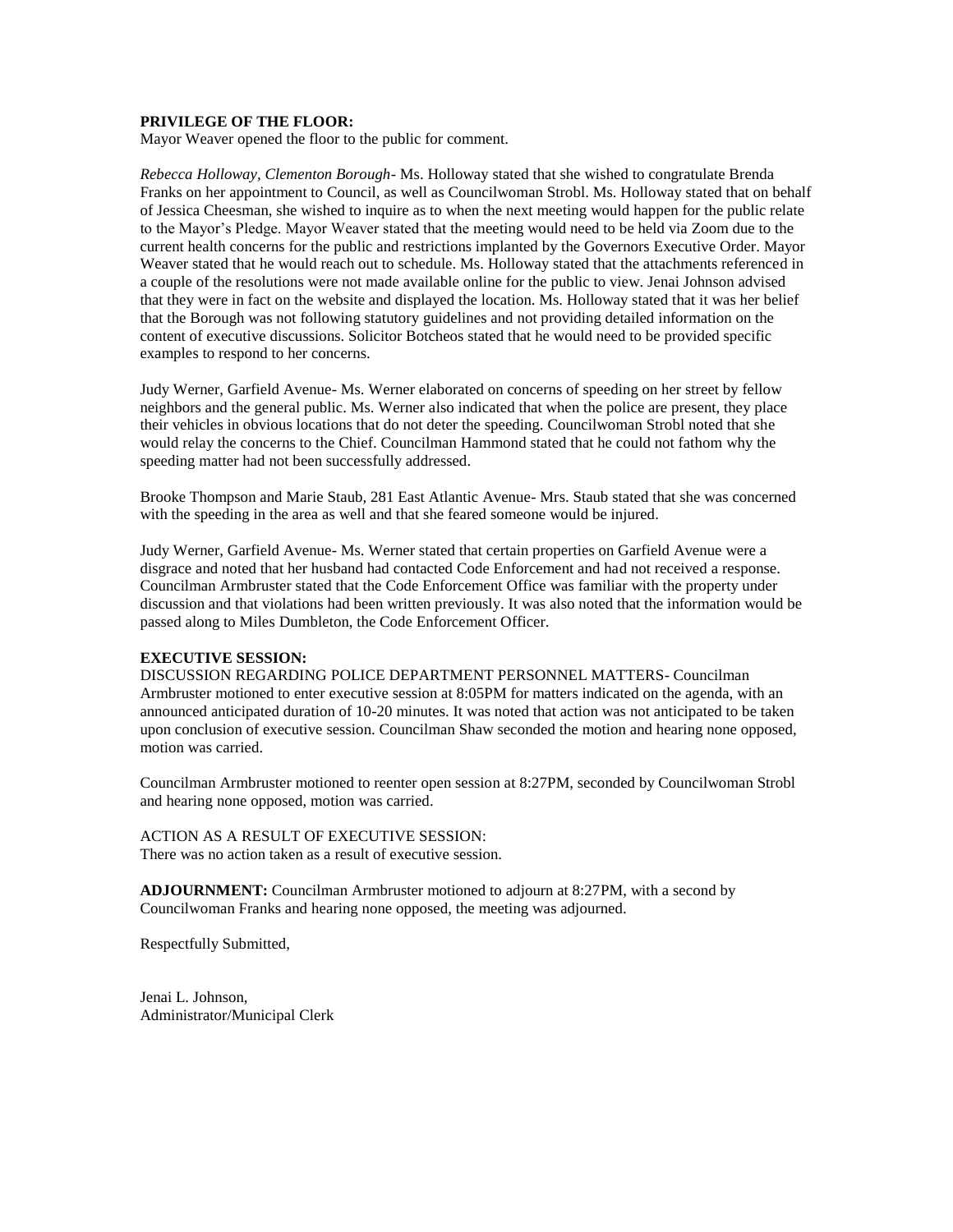**PRIVILEGE OF THE FLOOR:**
Mayor Weaver opened the floor to the public for comment.

*Rebecca Holloway, Clementon Borough-* Ms. Holloway stated that she wished to congratulate Brenda Franks on her appointment to Council, as well as Councilwoman Strobl. Ms. Holloway stated that on behalf of Jessica Cheesman, she wished to inquire as to when the next meeting would happen for the public relate to the Mayor's Pledge. Mayor Weaver stated that the meeting would need to be held via Zoom due to the current health concerns for the public and restrictions implanted by the Governors Executive Order. Mayor Weaver stated that he would reach out to schedule. Ms. Holloway stated that the attachments referenced in a couple of the resolutions were not made available online for the public to view. Jenai Johnson advised that they were in fact on the website and displayed the location. Ms. Holloway stated that it was her belief that the Borough was not following statutory guidelines and not providing detailed information on the content of executive discussions. Solicitor Botcheos stated that he would need to be provided specific examples to respond to her concerns.

Judy Werner, Garfield Avenue- Ms. Werner elaborated on concerns of speeding on her street by fellow neighbors and the general public. Ms. Werner also indicated that when the police are present, they place their vehicles in obvious locations that do not deter the speeding. Councilwoman Strobl noted that she would relay the concerns to the Chief. Councilman Hammond stated that he could not fathom why the speeding matter had not been successfully addressed.

Brooke Thompson and Marie Staub, 281 East Atlantic Avenue- Mrs. Staub stated that she was concerned with the speeding in the area as well and that she feared someone would be injured.

Judy Werner, Garfield Avenue- Ms. Werner stated that certain properties on Garfield Avenue were a disgrace and noted that her husband had contacted Code Enforcement and had not received a response. Councilman Armbruster stated that the Code Enforcement Office was familiar with the property under discussion and that violations had been written previously. It was also noted that the information would be passed along to Miles Dumbleton, the Code Enforcement Officer.

**EXECUTIVE SESSION:**
DISCUSSION REGARDING POLICE DEPARTMENT PERSONNEL MATTERS- Councilman Armbruster motioned to enter executive session at 8:05PM for matters indicated on the agenda, with an announced anticipated duration of 10-20 minutes. It was noted that action was not anticipated to be taken upon conclusion of executive session. Councilman Shaw seconded the motion and hearing none opposed, motion was carried.

Councilman Armbruster motioned to reenter open session at 8:27PM, seconded by Councilwoman Strobl and hearing none opposed, motion was carried.

ACTION AS A RESULT OF EXECUTIVE SESSION:
There was no action taken as a result of executive session.

**ADJOURNMENT:** Councilman Armbruster motioned to adjourn at 8:27PM, with a second by Councilwoman Franks and hearing none opposed, the meeting was adjourned.

Respectfully Submitted,

Jenai L. Johnson,
Administrator/Municipal Clerk